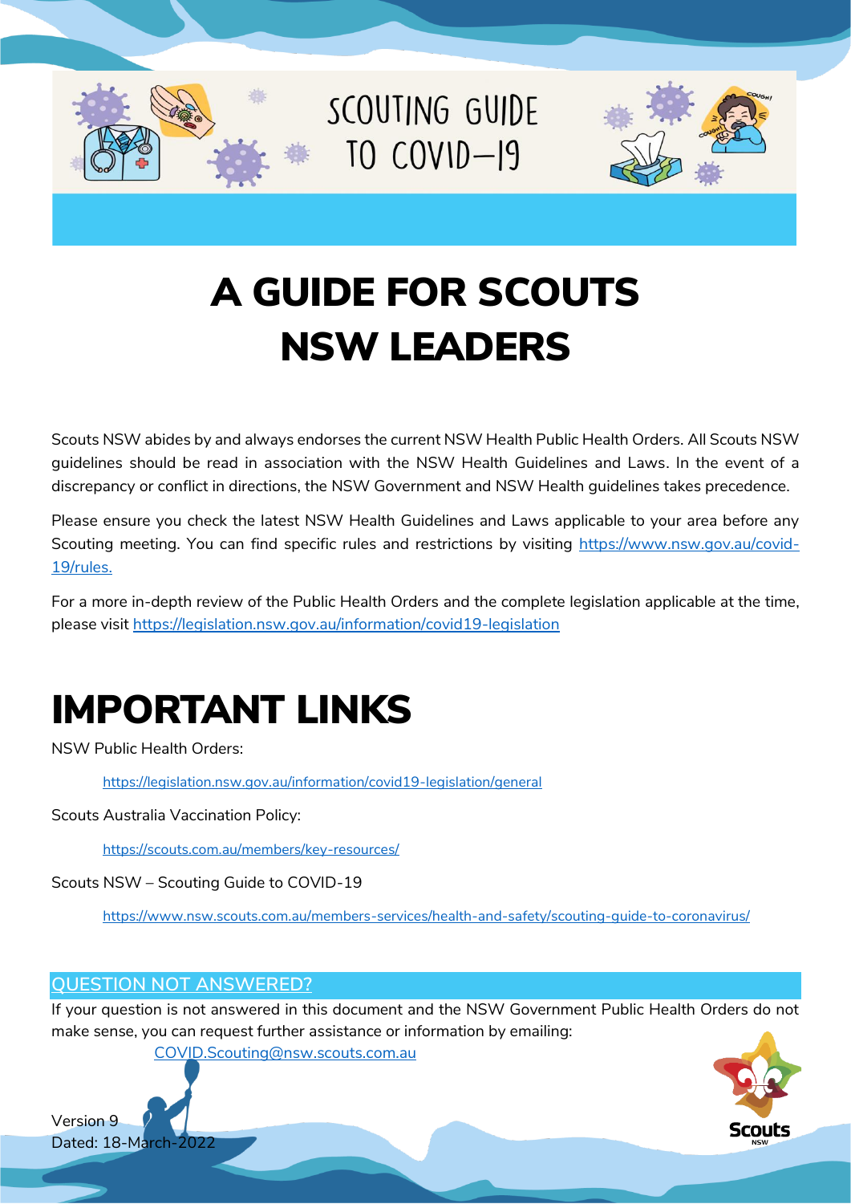# SCOUTING GUIDE TO COVID-19

# A GUIDE FOR SCOUTS NSW LEADERS

Scouts NSW abides by and always endorses the current NSW Health Public Health Orders. All Scouts NSW guidelines should be read in association with the NSW Health Guidelines and Laws. In the event of a discrepancy or conflict in directions, the NSW Government and NSW Health guidelines takes precedence.

Please ensure you check the latest NSW Health Guidelines and Laws applicable to your area before any Scouting meeting. You can find specific rules and restrictions by visiting https://www.nsw.gov.au/covid-19/rules.

For a more in-depth review of the Public Health Orders and the complete legislation applicable at the time, please visit https://legislation.nsw.gov.au/information/covid19-legislation

# IMPORTANT LINKS

NSW Public Health Orders:

> https://legislation.nsw.gov.au/information/covid19-legislation/general

Scouts Australia Vaccination Policy:

> https://scouts.com.au/members/key-resources/

Scouts NSW – Scouting Guide to COVID-19

> https://www.nsw.scouts.com.au/members-services/health-and-safety/scouting-guide-to-coronavirus/

## QUESTION NOT ANSWERED?

If your question is not answered in this document and the NSW Government Public Health Orders do not make sense, you can request further assistance or information by emailing:

COVID.Scouting@nsw.scouts.com.au

Version 9
Dated: 18-March-2022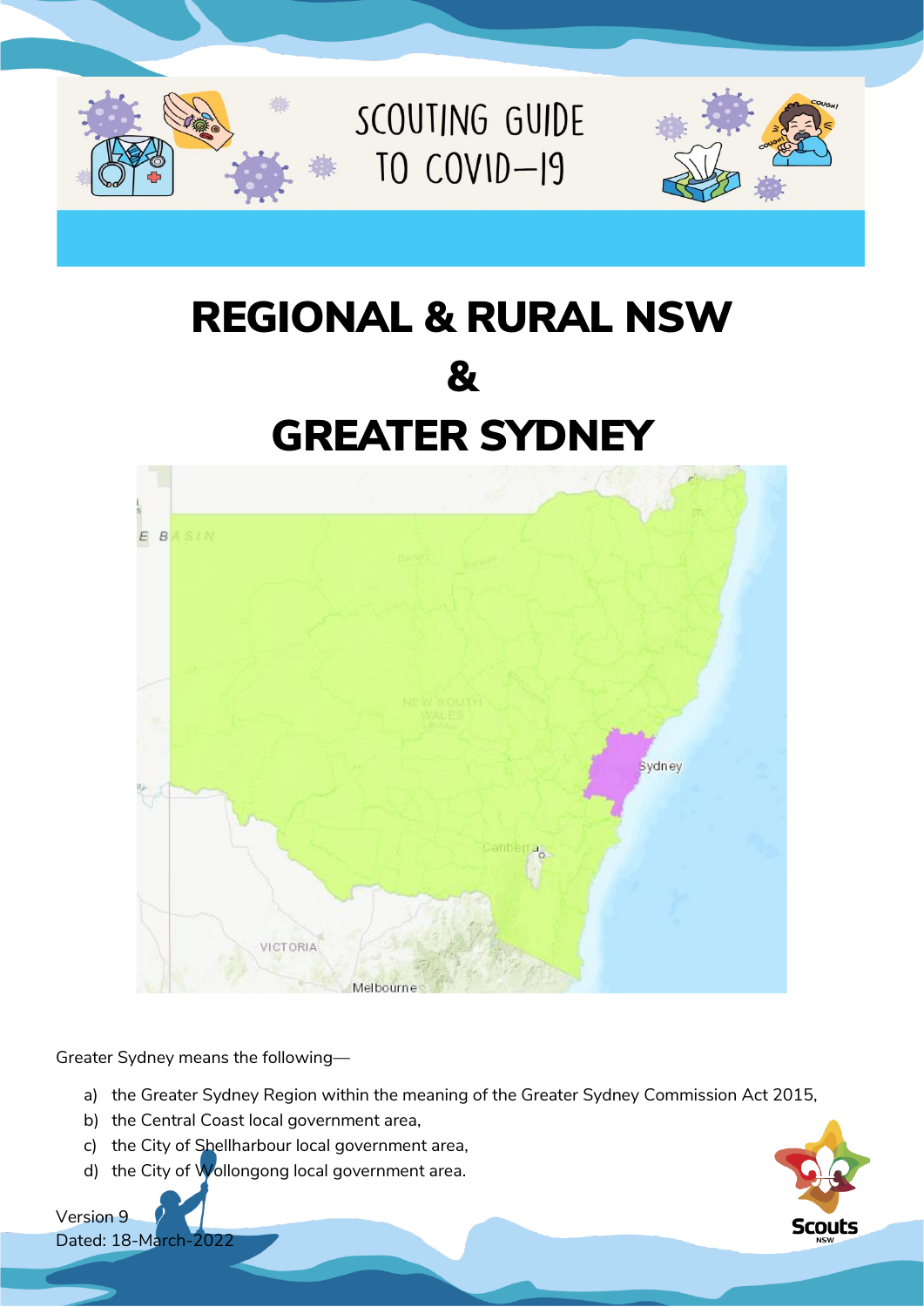SCOUTING GUIDE TO COVID-19

# REGIONAL & RURAL NSW

# &

# GREATER SYDNEY

Greater Sydney means the following—

a) the Greater Sydney Region within the meaning of the Greater Sydney Commission Act 2015,
b) the Central Coast local government area,
c) the City of Shellharbour local government area,
d) the City of Wollongong local government area.

Version 9
Dated: 18-March-2022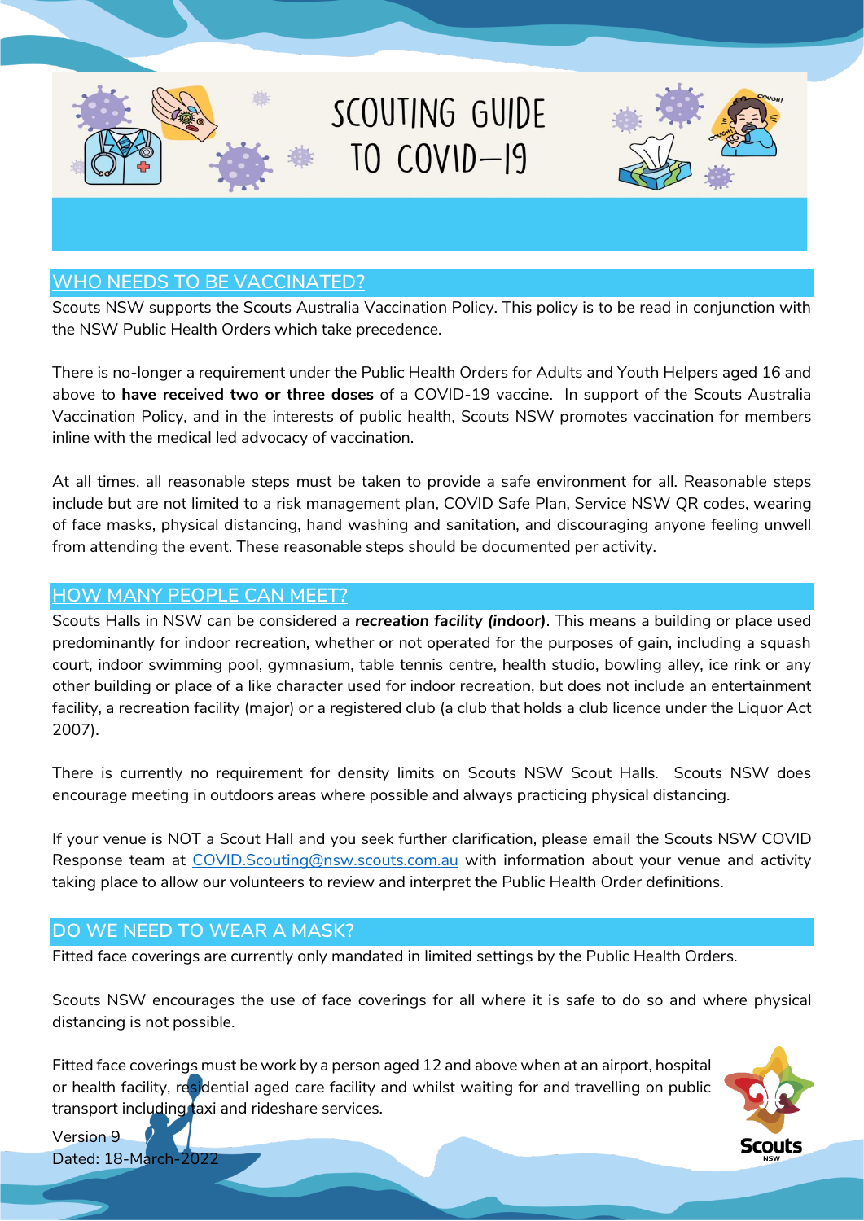# SCOUTING GUIDE TO COVID-19

## WHO NEEDS TO BE VACCINATED?

Scouts NSW supports the Scouts Australia Vaccination Policy. This policy is to be read in conjunction with the NSW Public Health Orders which take precedence.

There is no-longer a requirement under the Public Health Orders for Adults and Youth Helpers aged 16 and above to **have received two or three doses** of a COVID-19 vaccine. In support of the Scouts Australia Vaccination Policy, and in the interests of public health, Scouts NSW promotes vaccination for members inline with the medical led advocacy of vaccination.

At all times, all reasonable steps must be taken to provide a safe environment for all. Reasonable steps include but are not limited to a risk management plan, COVID Safe Plan, Service NSW QR codes, wearing of face masks, physical distancing, hand washing and sanitation, and discouraging anyone feeling unwell from attending the event. These reasonable steps should be documented per activity.

## HOW MANY PEOPLE CAN MEET?

Scouts Halls in NSW can be considered a ***recreation facility (indoor)***. This means a building or place used predominantly for indoor recreation, whether or not operated for the purposes of gain, including a squash court, indoor swimming pool, gymnasium, table tennis centre, health studio, bowling alley, ice rink or any other building or place of a like character used for indoor recreation, but does not include an entertainment facility, a recreation facility (major) or a registered club (a club that holds a club licence under the Liquor Act 2007).

There is currently no requirement for density limits on Scouts NSW Scout Halls. Scouts NSW does encourage meeting in outdoors areas where possible and always practicing physical distancing.

If your venue is NOT a Scout Hall and you seek further clarification, please email the Scouts NSW COVID Response team at [COVID.Scouting@nsw.scouts.com.au](mailto:COVID.Scouting@nsw.scouts.com.au) with information about your venue and activity taking place to allow our volunteers to review and interpret the Public Health Order definitions.

## DO WE NEED TO WEAR A MASK?

Fitted face coverings are currently only mandated in limited settings by the Public Health Orders.

Scouts NSW encourages the use of face coverings for all where it is safe to do so and where physical distancing is not possible.

Fitted face coverings must be work by a person aged 12 and above when at an airport, hospital or health facility, residential aged care facility and whilst waiting for and travelling on public transport including taxi and rideshare services.

Version 9
Dated: 18-March-2022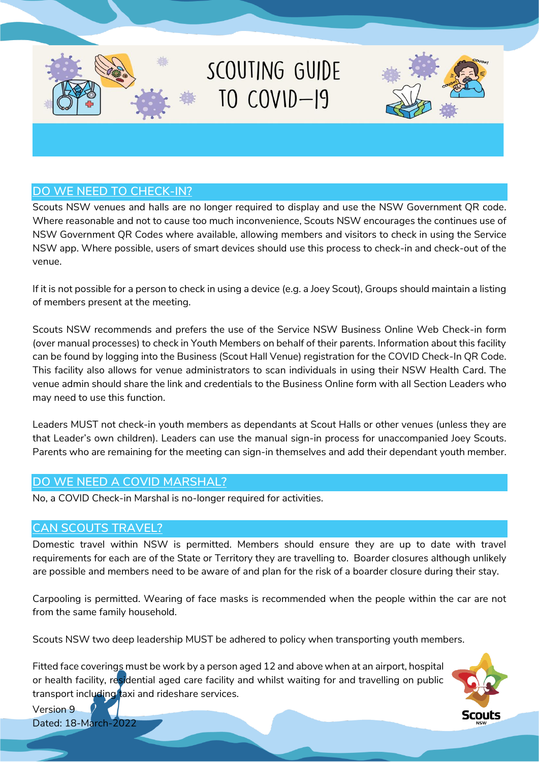# SCOUTING GUIDE TO COVID-19

## DO WE NEED TO CHECK-IN?

Scouts NSW venues and halls are no longer required to display and use the NSW Government QR code. Where reasonable and not to cause too much inconvenience, Scouts NSW encourages the continues use of NSW Government QR Codes where available, allowing members and visitors to check in using the Service NSW app. Where possible, users of smart devices should use this process to check-in and check-out of the venue.

If it is not possible for a person to check in using a device (e.g. a Joey Scout), Groups should maintain a listing of members present at the meeting.

Scouts NSW recommends and prefers the use of the Service NSW Business Online Web Check-in form (over manual processes) to check in Youth Members on behalf of their parents. Information about this facility can be found by logging into the Business (Scout Hall Venue) registration for the COVID Check-In QR Code. This facility also allows for venue administrators to scan individuals in using their NSW Health Card. The venue admin should share the link and credentials to the Business Online form with all Section Leaders who may need to use this function.

Leaders MUST not check-in youth members as dependants at Scout Halls or other venues (unless they are that Leader's own children). Leaders can use the manual sign-in process for unaccompanied Joey Scouts. Parents who are remaining for the meeting can sign-in themselves and add their dependant youth member.

## DO WE NEED A COVID MARSHAL?

No, a COVID Check-in Marshal is no-longer required for activities.

## CAN SCOUTS TRAVEL?

Domestic travel within NSW is permitted. Members should ensure they are up to date with travel requirements for each are of the State or Territory they are travelling to. Boarder closures although unlikely are possible and members need to be aware of and plan for the risk of a boarder closure during their stay.

Carpooling is permitted. Wearing of face masks is recommended when the people within the car are not from the same family household.

Scouts NSW two deep leadership MUST be adhered to policy when transporting youth members.

Fitted face coverings must be work by a person aged 12 and above when at an airport, hospital or health facility, residential aged care facility and whilst waiting for and travelling on public transport including taxi and rideshare services.

Version 9
Dated: 18-March-2022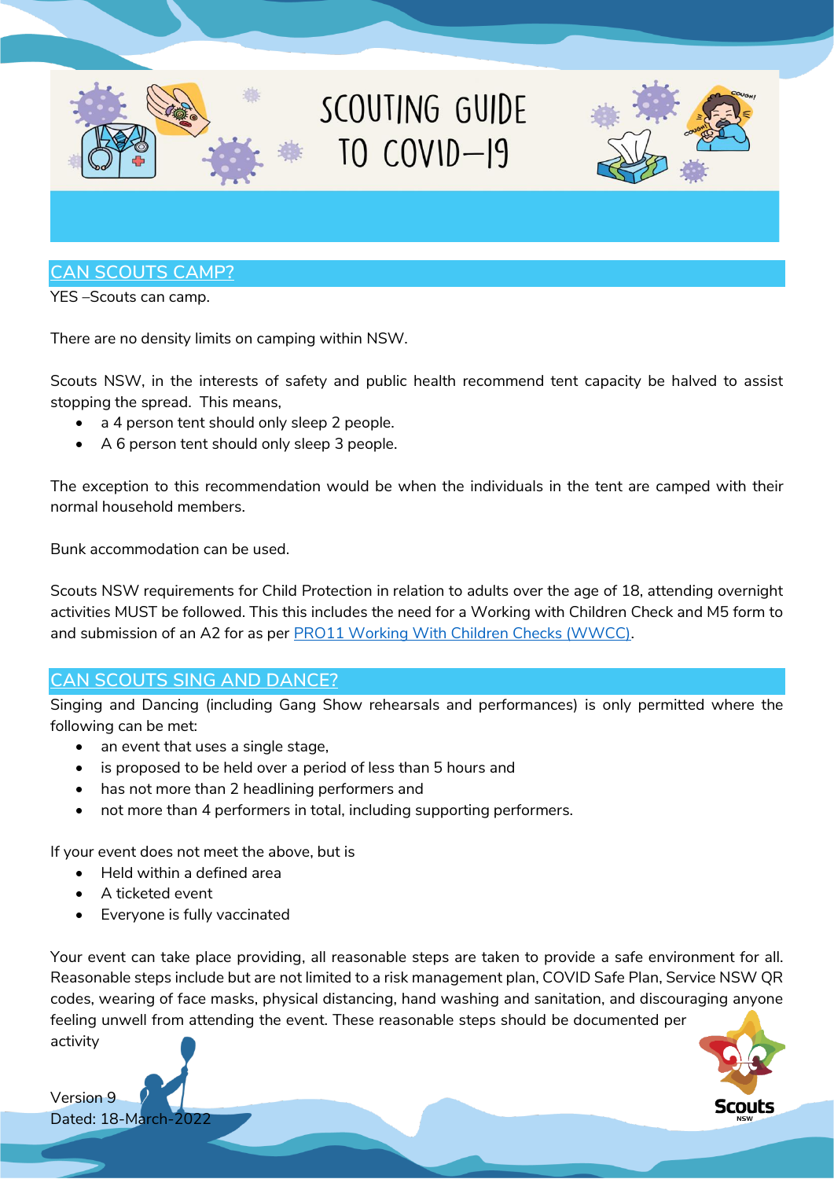# SCOUTING GUIDE TO COVID-19

## CAN SCOUTS CAMP?

YES –Scouts can camp.

There are no density limits on camping within NSW.

Scouts NSW, in the interests of safety and public health recommend tent capacity be halved to assist stopping the spread. This means,

- a 4 person tent should only sleep 2 people.
- A 6 person tent should only sleep 3 people.

The exception to this recommendation would be when the individuals in the tent are camped with their normal household members.

Bunk accommodation can be used.

Scouts NSW requirements for Child Protection in relation to adults over the age of 18, attending overnight activities MUST be followed. This this includes the need for a Working with Children Check and M5 form to and submission of an A2 for as per PRO11 Working With Children Checks (WWCC).

## CAN SCOUTS SING AND DANCE?

Singing and Dancing (including Gang Show rehearsals and performances) is only permitted where the following can be met:

- an event that uses a single stage,
- is proposed to be held over a period of less than 5 hours and
- has not more than 2 headlining performers and
- not more than 4 performers in total, including supporting performers.

If your event does not meet the above, but is

- Held within a defined area
- A ticketed event
- Everyone is fully vaccinated

Your event can take place providing, all reasonable steps are taken to provide a safe environment for all. Reasonable steps include but are not limited to a risk management plan, COVID Safe Plan, Service NSW QR codes, wearing of face masks, physical distancing, hand washing and sanitation, and discouraging anyone feeling unwell from attending the event. These reasonable steps should be documented per activity

Version 9
Dated: 18-March-2022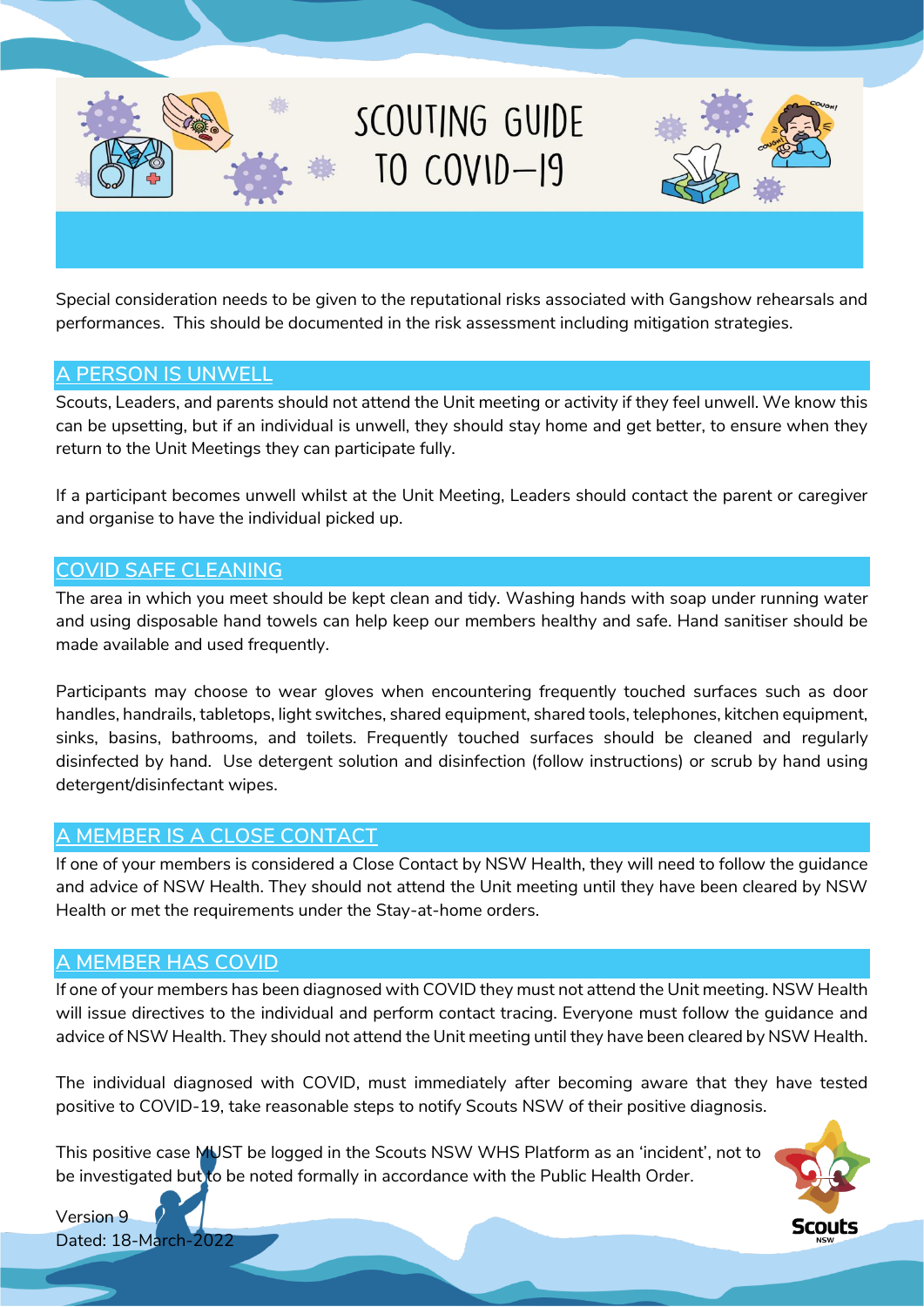# SCOUTING GUIDE TO COVID-19

Special consideration needs to be given to the reputational risks associated with Gangshow rehearsals and performances. This should be documented in the risk assessment including mitigation strategies.

## A PERSON IS UNWELL

Scouts, Leaders, and parents should not attend the Unit meeting or activity if they feel unwell. We know this can be upsetting, but if an individual is unwell, they should stay home and get better, to ensure when they return to the Unit Meetings they can participate fully.

If a participant becomes unwell whilst at the Unit Meeting, Leaders should contact the parent or caregiver and organise to have the individual picked up.

## COVID SAFE CLEANING

The area in which you meet should be kept clean and tidy. Washing hands with soap under running water and using disposable hand towels can help keep our members healthy and safe. Hand sanitiser should be made available and used frequently.

Participants may choose to wear gloves when encountering frequently touched surfaces such as door handles, handrails, tabletops, light switches, shared equipment, shared tools, telephones, kitchen equipment, sinks, basins, bathrooms, and toilets. Frequently touched surfaces should be cleaned and regularly disinfected by hand. Use detergent solution and disinfection (follow instructions) or scrub by hand using detergent/disinfectant wipes.

## A MEMBER IS A CLOSE CONTACT

If one of your members is considered a Close Contact by NSW Health, they will need to follow the guidance and advice of NSW Health. They should not attend the Unit meeting until they have been cleared by NSW Health or met the requirements under the Stay-at-home orders.

## A MEMBER HAS COVID

If one of your members has been diagnosed with COVID they must not attend the Unit meeting. NSW Health will issue directives to the individual and perform contact tracing. Everyone must follow the guidance and advice of NSW Health. They should not attend the Unit meeting until they have been cleared by NSW Health.

The individual diagnosed with COVID, must immediately after becoming aware that they have tested positive to COVID-19, take reasonable steps to notify Scouts NSW of their positive diagnosis.

This positive case MUST be logged in the Scouts NSW WHS Platform as an 'incident', not to be investigated but to be noted formally in accordance with the Public Health Order.

Version 9
Dated: 18-March-2022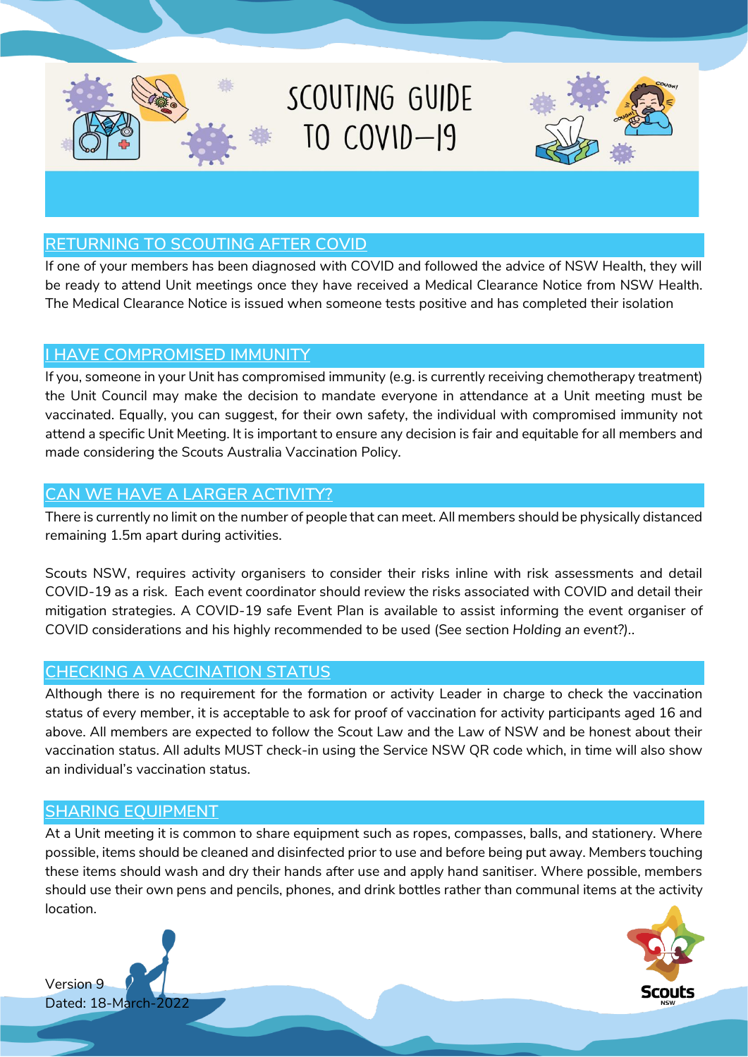# SCOUTING GUIDE TO COVID-19

## RETURNING TO SCOUTING AFTER COVID

If one of your members has been diagnosed with COVID and followed the advice of NSW Health, they will be ready to attend Unit meetings once they have received a Medical Clearance Notice from NSW Health. The Medical Clearance Notice is issued when someone tests positive and has completed their isolation

## I HAVE COMPROMISED IMMUNITY

If you, someone in your Unit has compromised immunity (e.g. is currently receiving chemotherapy treatment) the Unit Council may make the decision to mandate everyone in attendance at a Unit meeting must be vaccinated. Equally, you can suggest, for their own safety, the individual with compromised immunity not attend a specific Unit Meeting. It is important to ensure any decision is fair and equitable for all members and made considering the Scouts Australia Vaccination Policy.

## CAN WE HAVE A LARGER ACTIVITY?

There is currently no limit on the number of people that can meet. All members should be physically distanced remaining 1.5m apart during activities.

Scouts NSW, requires activity organisers to consider their risks inline with risk assessments and detail COVID-19 as a risk. Each event coordinator should review the risks associated with COVID and detail their mitigation strategies. A COVID-19 safe Event Plan is available to assist informing the event organiser of COVID considerations and his highly recommended to be used (See section *Holding an event?*)..

## CHECKING A VACCINATION STATUS

Although there is no requirement for the formation or activity Leader in charge to check the vaccination status of every member, it is acceptable to ask for proof of vaccination for activity participants aged 16 and above. All members are expected to follow the Scout Law and the Law of NSW and be honest about their vaccination status. All adults MUST check-in using the Service NSW QR code which, in time will also show an individual's vaccination status.

## SHARING EQUIPMENT

At a Unit meeting it is common to share equipment such as ropes, compasses, balls, and stationery. Where possible, items should be cleaned and disinfected prior to use and before being put away. Members touching these items should wash and dry their hands after use and apply hand sanitiser. Where possible, members should use their own pens and pencils, phones, and drink bottles rather than communal items at the activity location.

Version 9
Dated: 18-March-2022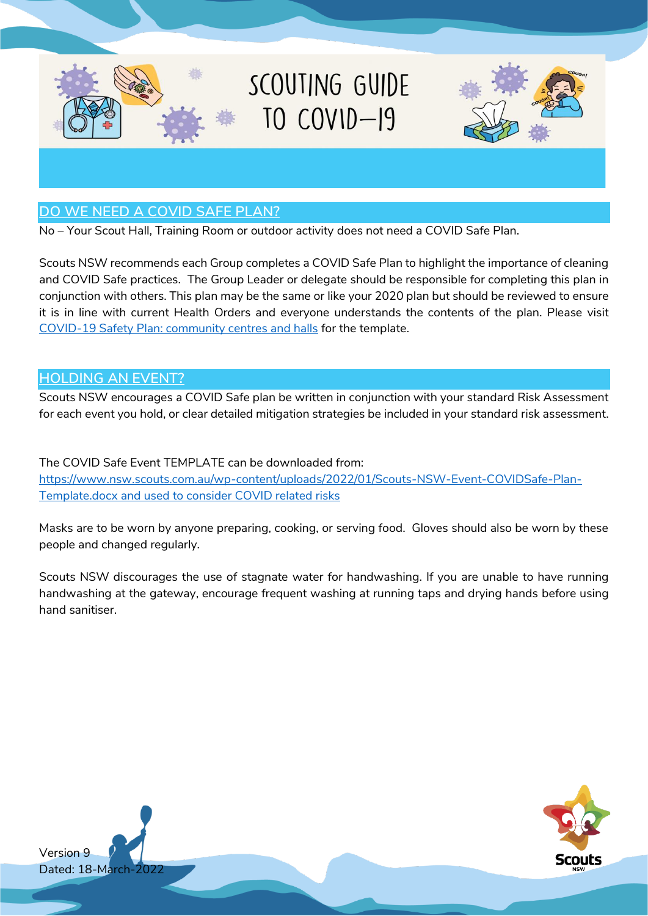# SCOUTING GUIDE TO COVID-19

## DO WE NEED A COVID SAFE PLAN?

No – Your Scout Hall, Training Room or outdoor activity does not need a COVID Safe Plan.

Scouts NSW recommends each Group completes a COVID Safe Plan to highlight the importance of cleaning and COVID Safe practices. The Group Leader or delegate should be responsible for completing this plan in conjunction with others. This plan may be the same or like your 2020 plan but should be reviewed to ensure it is in line with current Health Orders and everyone understands the contents of the plan. Please visit [COVID-19 Safety Plan: community centres and halls](#) for the template.

## HOLDING AN EVENT?

Scouts NSW encourages a COVID Safe plan be written in conjunction with your standard Risk Assessment for each event you hold, or clear detailed mitigation strategies be included in your standard risk assessment.

The COVID Safe Event TEMPLATE can be downloaded from:
[https://www.nsw.scouts.com.au/wp-content/uploads/2022/01/Scouts-NSW-Event-COVIDSafe-Plan-Template.docx and used to consider COVID related risks](https://www.nsw.scouts.com.au/wp-content/uploads/2022/01/Scouts-NSW-Event-COVIDSafe-Plan-Template.docx)

Masks are to be worn by anyone preparing, cooking, or serving food. Gloves should also be worn by these people and changed regularly.

Scouts NSW discourages the use of stagnate water for handwashing. If you are unable to have running handwashing at the gateway, encourage frequent washing at running taps and drying hands before using hand sanitiser.

Version 9
Dated: 18-March-2022